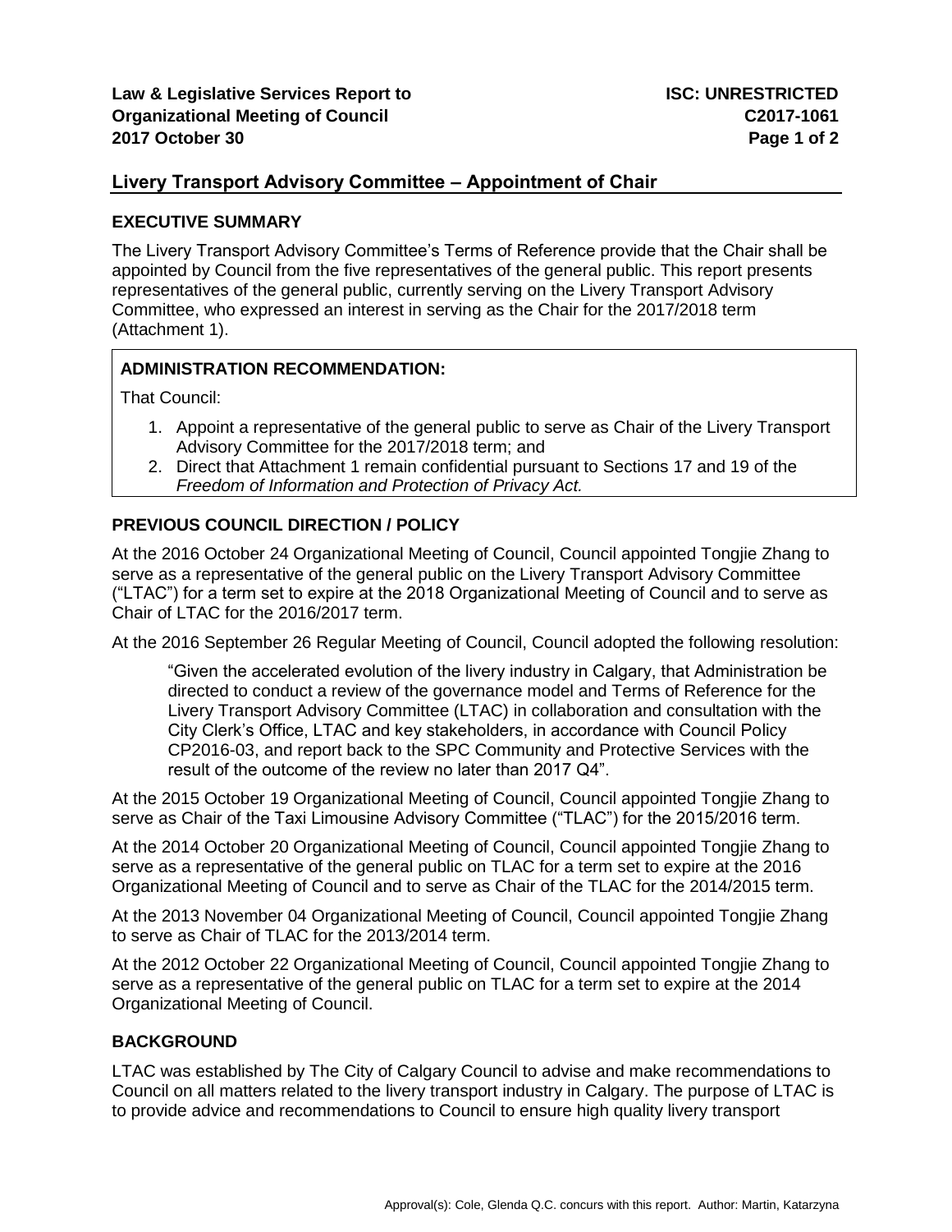# Livery Transport Advisory Committee – Appointment of Chair

## EXECUTIVE SUMMARY

The Livery Transport Advisory Committee's Terms of Reference provide that the Chair shall be appointed by Council from the five representatives of the general public. This report presents representatives of the general public, currently serving on the Livery Transport Advisory Committee, who expressed an interest in serving as the Chair for the 2017/2018 term (Attachment 1).

## ADMINISTRATION RECOMMENDATION:

That Council:

1. Appoint a representative of the general public to serve as Chair of the Livery Transport Advisory Committee for the 2017/2018 term; and
2. Direct that Attachment 1 remain confidential pursuant to Sections 17 and 19 of the *Freedom of Information and Protection of Privacy Act.*

## PREVIOUS COUNCIL DIRECTION / POLICY

At the 2016 October 24 Organizational Meeting of Council, Council appointed Tongjie Zhang to serve as a representative of the general public on the Livery Transport Advisory Committee ("LTAC") for a term set to expire at the 2018 Organizational Meeting of Council and to serve as Chair of LTAC for the 2016/2017 term.

At the 2016 September 26 Regular Meeting of Council, Council adopted the following resolution:

> "Given the accelerated evolution of the livery industry in Calgary, that Administration be directed to conduct a review of the governance model and Terms of Reference for the Livery Transport Advisory Committee (LTAC) in collaboration and consultation with the City Clerk's Office, LTAC and key stakeholders, in accordance with Council Policy CP2016-03, and report back to the SPC Community and Protective Services with the result of the outcome of the review no later than 2017 Q4".

At the 2015 October 19 Organizational Meeting of Council, Council appointed Tongjie Zhang to serve as Chair of the Taxi Limousine Advisory Committee ("TLAC") for the 2015/2016 term.

At the 2014 October 20 Organizational Meeting of Council, Council appointed Tongjie Zhang to serve as a representative of the general public on TLAC for a term set to expire at the 2016 Organizational Meeting of Council and to serve as Chair of the TLAC for the 2014/2015 term.

At the 2013 November 04 Organizational Meeting of Council, Council appointed Tongjie Zhang to serve as Chair of TLAC for the 2013/2014 term.

At the 2012 October 22 Organizational Meeting of Council, Council appointed Tongjie Zhang to serve as a representative of the general public on TLAC for a term set to expire at the 2014 Organizational Meeting of Council.

## BACKGROUND

LTAC was established by The City of Calgary Council to advise and make recommendations to Council on all matters related to the livery transport industry in Calgary. The purpose of LTAC is to provide advice and recommendations to Council to ensure high quality livery transport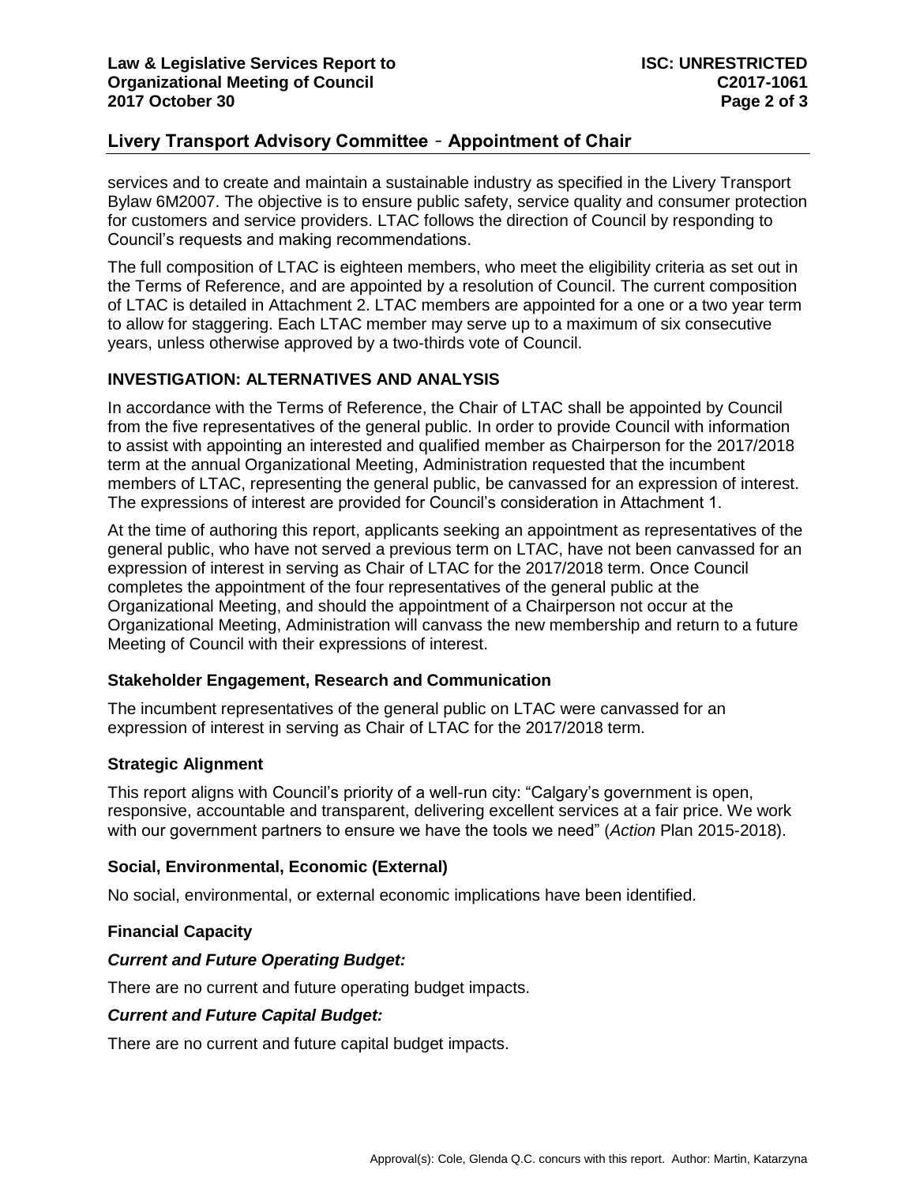## Livery Transport Advisory Committee - Appointment of Chair

services and to create and maintain a sustainable industry as specified in the Livery Transport Bylaw 6M2007. The objective is to ensure public safety, service quality and consumer protection for customers and service providers. LTAC follows the direction of Council by responding to Council's requests and making recommendations.

The full composition of LTAC is eighteen members, who meet the eligibility criteria as set out in the Terms of Reference, and are appointed by a resolution of Council. The current composition of LTAC is detailed in Attachment 2. LTAC members are appointed for a one or a two year term to allow for staggering. Each LTAC member may serve up to a maximum of six consecutive years, unless otherwise approved by a two-thirds vote of Council.

### INVESTIGATION: ALTERNATIVES AND ANALYSIS

In accordance with the Terms of Reference, the Chair of LTAC shall be appointed by Council from the five representatives of the general public. In order to provide Council with information to assist with appointing an interested and qualified member as Chairperson for the 2017/2018 term at the annual Organizational Meeting, Administration requested that the incumbent members of LTAC, representing the general public, be canvassed for an expression of interest. The expressions of interest are provided for Council's consideration in Attachment 1.

At the time of authoring this report, applicants seeking an appointment as representatives of the general public, who have not served a previous term on LTAC, have not been canvassed for an expression of interest in serving as Chair of LTAC for the 2017/2018 term. Once Council completes the appointment of the four representatives of the general public at the Organizational Meeting, and should the appointment of a Chairperson not occur at the Organizational Meeting, Administration will canvass the new membership and return to a future Meeting of Council with their expressions of interest.

#### Stakeholder Engagement, Research and Communication

The incumbent representatives of the general public on LTAC were canvassed for an expression of interest in serving as Chair of LTAC for the 2017/2018 term.

#### Strategic Alignment

This report aligns with Council's priority of a well-run city: "Calgary's government is open, responsive, accountable and transparent, delivering excellent services at a fair price. We work with our government partners to ensure we have the tools we need" (*Action* Plan 2015-2018).

#### Social, Environmental, Economic (External)

No social, environmental, or external economic implications have been identified.

#### Financial Capacity

***Current and Future Operating Budget:***

There are no current and future operating budget impacts.

***Current and Future Capital Budget:***

There are no current and future capital budget impacts.

Approval(s): Cole, Glenda Q.C. concurs with this report. Author: Martin, Katarzyna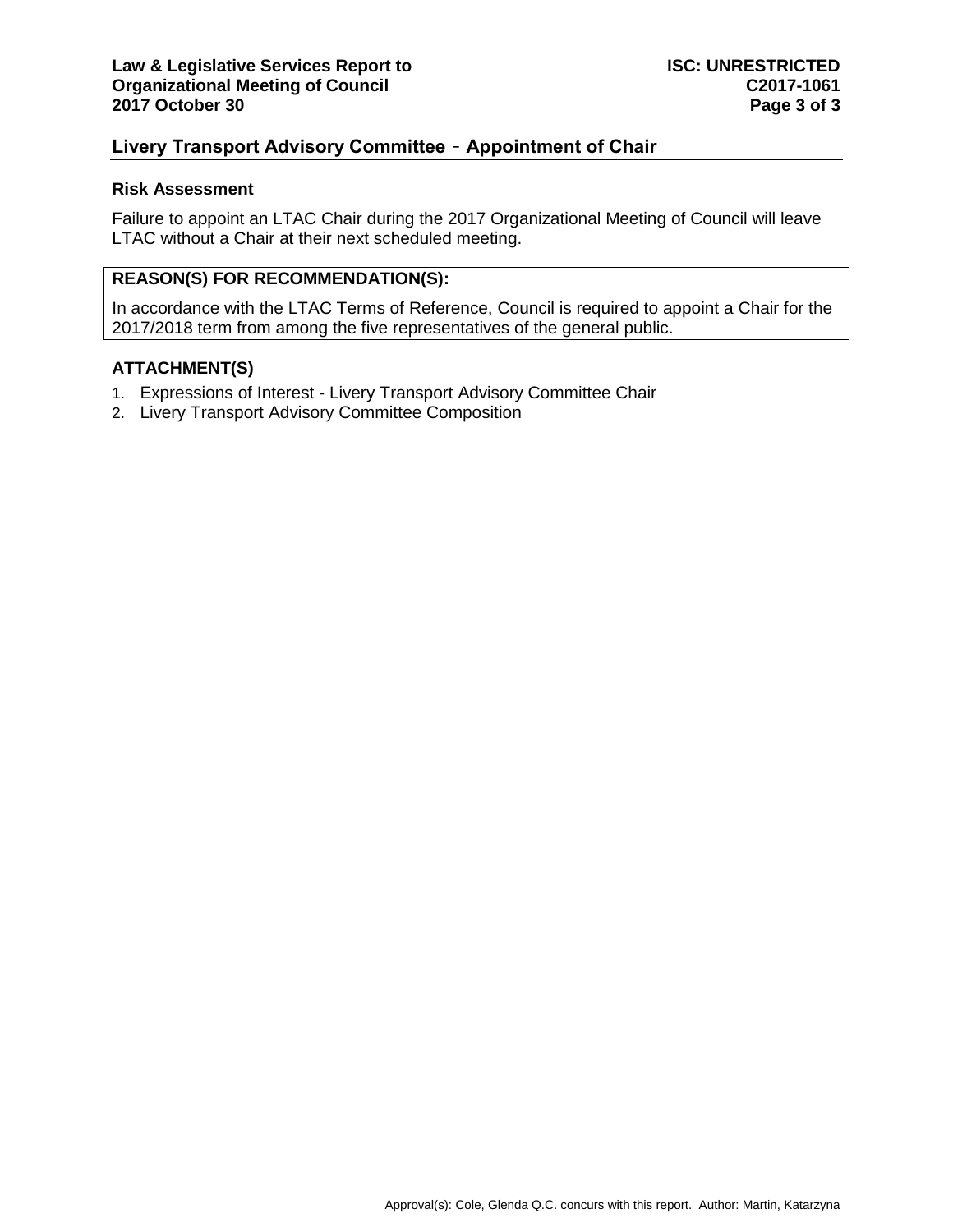## Livery Transport Advisory Committee - Appointment of Chair

### Risk Assessment

Failure to appoint an LTAC Chair during the 2017 Organizational Meeting of Council will leave LTAC without a Chair at their next scheduled meeting.

### REASON(S) FOR RECOMMENDATION(S):

In accordance with the LTAC Terms of Reference, Council is required to appoint a Chair for the 2017/2018 term from among the five representatives of the general public.

### ATTACHMENT(S)

1. Expressions of Interest - Livery Transport Advisory Committee Chair
2. Livery Transport Advisory Committee Composition

Approval(s): Cole, Glenda Q.C. concurs with this report. Author: Martin, Katarzyna